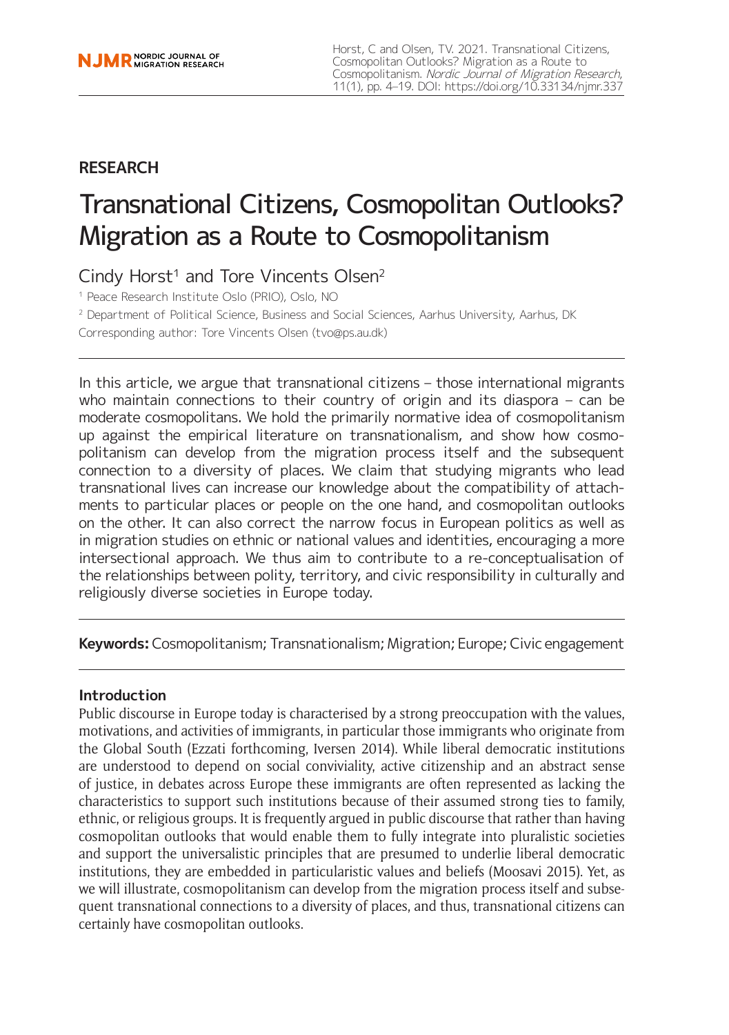**RESEARCH**

# Transnational Citizens, Cosmopolitan Outlooks? Migration as a Route to Cosmopolitanism

Cindy Horst[1] and Tore Vincents Olsen[2]

[1] Peace Research Institute Oslo (PRIO), Oslo, NO

[2] Department of Political Science, Business and Social Sciences, Aarhus University, Aarhus, DK

Corresponding author: Tore Vincents Olsen (tvo@ps.au.dk)

---

In this article, we argue that transnational citizens – those international migrants who maintain connections to their country of origin and its diaspora – can be moderate cosmopolitans. We hold the primarily normative idea of cosmopolitanism up against the empirical literature on transnationalism, and show how cosmopolitanism can develop from the migration process itself and the subsequent connection to a diversity of places. We claim that studying migrants who lead transnational lives can increase our knowledge about the compatibility of attachments to particular places or people on the one hand, and cosmopolitan outlooks on the other. It can also correct the narrow focus in European politics as well as in migration studies on ethnic or national values and identities, encouraging a more intersectional approach. We thus aim to contribute to a re-conceptualisation of the relationships between polity, territory, and civic responsibility in culturally and religiously diverse societies in Europe today.

---

**Keywords:** Cosmopolitanism; Transnationalism; Migration; Europe; Civic engagement

---

## Introduction

Public discourse in Europe today is characterised by a strong preoccupation with the values, motivations, and activities of immigrants, in particular those immigrants who originate from the Global South (Ezzati forthcoming, Iversen 2014). While liberal democratic institutions are understood to depend on social conviviality, active citizenship and an abstract sense of justice, in debates across Europe these immigrants are often represented as lacking the characteristics to support such institutions because of their assumed strong ties to family, ethnic, or religious groups. It is frequently argued in public discourse that rather than having cosmopolitan outlooks that would enable them to fully integrate into pluralistic societies and support the universalistic principles that are presumed to underlie liberal democratic institutions, they are embedded in particularistic values and beliefs (Moosavi 2015). Yet, as we will illustrate, cosmopolitanism can develop from the migration process itself and subsequent transnational connections to a diversity of places, and thus, transnational citizens can certainly have cosmopolitan outlooks.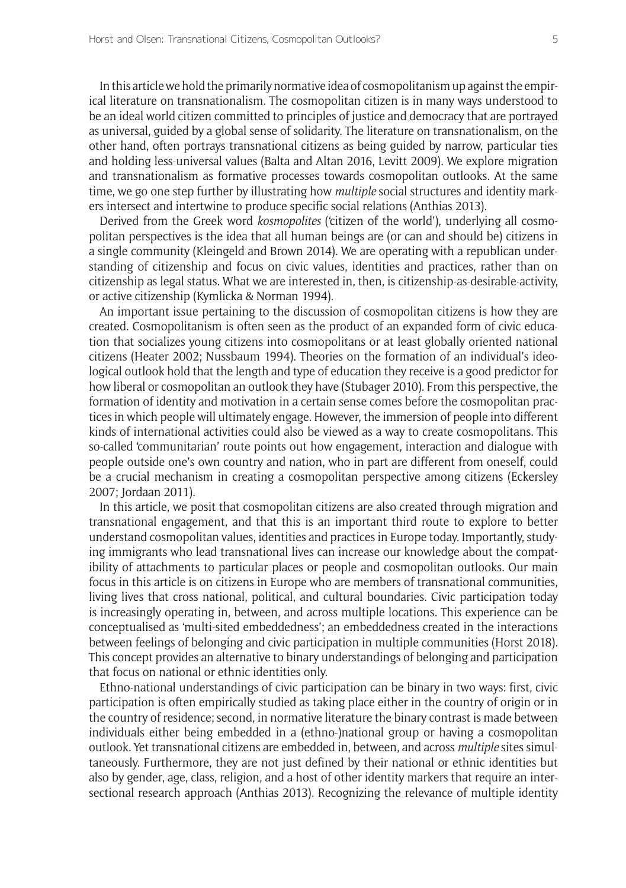In this article we hold the primarily normative idea of cosmopolitanism up against the empirical literature on transnationalism. The cosmopolitan citizen is in many ways understood to be an ideal world citizen committed to principles of justice and democracy that are portrayed as universal, guided by a global sense of solidarity. The literature on transnationalism, on the other hand, often portrays transnational citizens as being guided by narrow, particular ties and holding less-universal values (Balta and Altan 2016, Levitt 2009). We explore migration and transnationalism as formative processes towards cosmopolitan outlooks. At the same time, we go one step further by illustrating how *multiple* social structures and identity markers intersect and intertwine to produce specific social relations (Anthias 2013).

Derived from the Greek word *kosmopolites* ('citizen of the world'), underlying all cosmopolitan perspectives is the idea that all human beings are (or can and should be) citizens in a single community (Kleingeld and Brown 2014). We are operating with a republican understanding of citizenship and focus on civic values, identities and practices, rather than on citizenship as legal status. What we are interested in, then, is citizenship-as-desirable-activity, or active citizenship (Kymlicka & Norman 1994).

An important issue pertaining to the discussion of cosmopolitan citizens is how they are created. Cosmopolitanism is often seen as the product of an expanded form of civic education that socializes young citizens into cosmopolitans or at least globally oriented national citizens (Heater 2002; Nussbaum 1994). Theories on the formation of an individual's ideological outlook hold that the length and type of education they receive is a good predictor for how liberal or cosmopolitan an outlook they have (Stubager 2010). From this perspective, the formation of identity and motivation in a certain sense comes before the cosmopolitan practices in which people will ultimately engage. However, the immersion of people into different kinds of international activities could also be viewed as a way to create cosmopolitans. This so-called 'communitarian' route points out how engagement, interaction and dialogue with people outside one's own country and nation, who in part are different from oneself, could be a crucial mechanism in creating a cosmopolitan perspective among citizens (Eckersley 2007; Jordaan 2011).

In this article, we posit that cosmopolitan citizens are also created through migration and transnational engagement, and that this is an important third route to explore to better understand cosmopolitan values, identities and practices in Europe today. Importantly, studying immigrants who lead transnational lives can increase our knowledge about the compatibility of attachments to particular places or people and cosmopolitan outlooks. Our main focus in this article is on citizens in Europe who are members of transnational communities, living lives that cross national, political, and cultural boundaries. Civic participation today is increasingly operating in, between, and across multiple locations. This experience can be conceptualised as 'multi-sited embeddedness'; an embeddedness created in the interactions between feelings of belonging and civic participation in multiple communities (Horst 2018). This concept provides an alternative to binary understandings of belonging and participation that focus on national or ethnic identities only.

Ethno-national understandings of civic participation can be binary in two ways: first, civic participation is often empirically studied as taking place either in the country of origin or in the country of residence; second, in normative literature the binary contrast is made between individuals either being embedded in a (ethno-)national group or having a cosmopolitan outlook. Yet transnational citizens are embedded in, between, and across *multiple* sites simultaneously. Furthermore, they are not just defined by their national or ethnic identities but also by gender, age, class, religion, and a host of other identity markers that require an intersectional research approach (Anthias 2013). Recognizing the relevance of multiple identity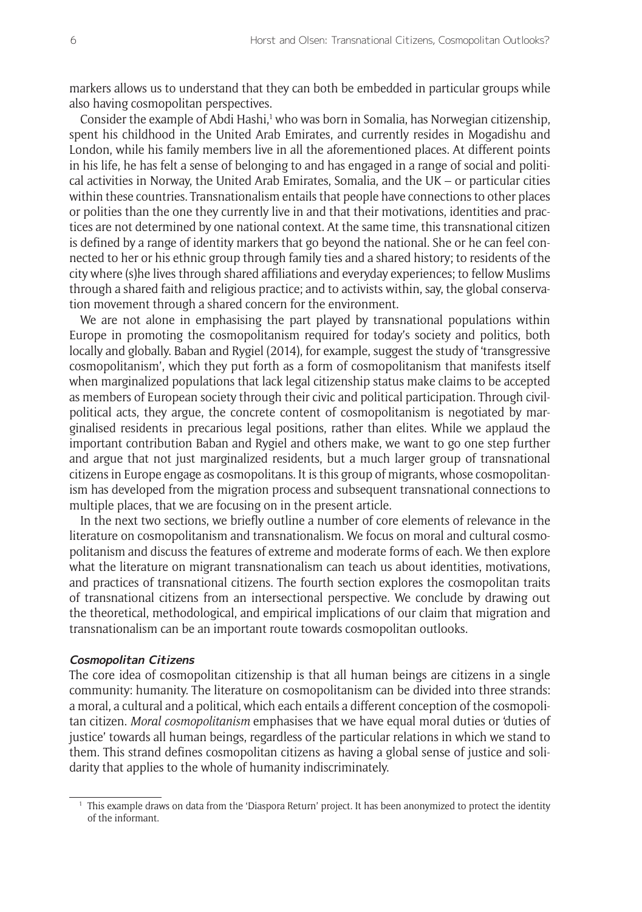markers allows us to understand that they can both be embedded in particular groups while also having cosmopolitan perspectives.

Consider the example of Abdi Hashi,[1] who was born in Somalia, has Norwegian citizenship, spent his childhood in the United Arab Emirates, and currently resides in Mogadishu and London, while his family members live in all the aforementioned places. At different points in his life, he has felt a sense of belonging to and has engaged in a range of social and political activities in Norway, the United Arab Emirates, Somalia, and the UK – or particular cities within these countries. Transnationalism entails that people have connections to other places or polities than the one they currently live in and that their motivations, identities and practices are not determined by one national context. At the same time, this transnational citizen is defined by a range of identity markers that go beyond the national. She or he can feel connected to her or his ethnic group through family ties and a shared history; to residents of the city where (s)he lives through shared affiliations and everyday experiences; to fellow Muslims through a shared faith and religious practice; and to activists within, say, the global conservation movement through a shared concern for the environment.

We are not alone in emphasising the part played by transnational populations within Europe in promoting the cosmopolitanism required for today's society and politics, both locally and globally. Baban and Rygiel (2014), for example, suggest the study of 'transgressive cosmopolitanism', which they put forth as a form of cosmopolitanism that manifests itself when marginalized populations that lack legal citizenship status make claims to be accepted as members of European society through their civic and political participation. Through civil-political acts, they argue, the concrete content of cosmopolitanism is negotiated by marginalised residents in precarious legal positions, rather than elites. While we applaud the important contribution Baban and Rygiel and others make, we want to go one step further and argue that not just marginalized residents, but a much larger group of transnational citizens in Europe engage as cosmopolitans. It is this group of migrants, whose cosmopolitanism has developed from the migration process and subsequent transnational connections to multiple places, that we are focusing on in the present article.

In the next two sections, we briefly outline a number of core elements of relevance in the literature on cosmopolitanism and transnationalism. We focus on moral and cultural cosmopolitanism and discuss the features of extreme and moderate forms of each. We then explore what the literature on migrant transnationalism can teach us about identities, motivations, and practices of transnational citizens. The fourth section explores the cosmopolitan traits of transnational citizens from an intersectional perspective. We conclude by drawing out the theoretical, methodological, and empirical implications of our claim that migration and transnationalism can be an important route towards cosmopolitan outlooks.

### Cosmopolitan Citizens

The core idea of cosmopolitan citizenship is that all human beings are citizens in a single community: humanity. The literature on cosmopolitanism can be divided into three strands: a moral, a cultural and a political, which each entails a different conception of the cosmopolitan citizen. *Moral cosmopolitanism* emphasises that we have equal moral duties or 'duties of justice' towards all human beings, regardless of the particular relations in which we stand to them. This strand defines cosmopolitan citizens as having a global sense of justice and solidarity that applies to the whole of humanity indiscriminately.

[1] This example draws on data from the 'Diaspora Return' project. It has been anonymized to protect the identity of the informant.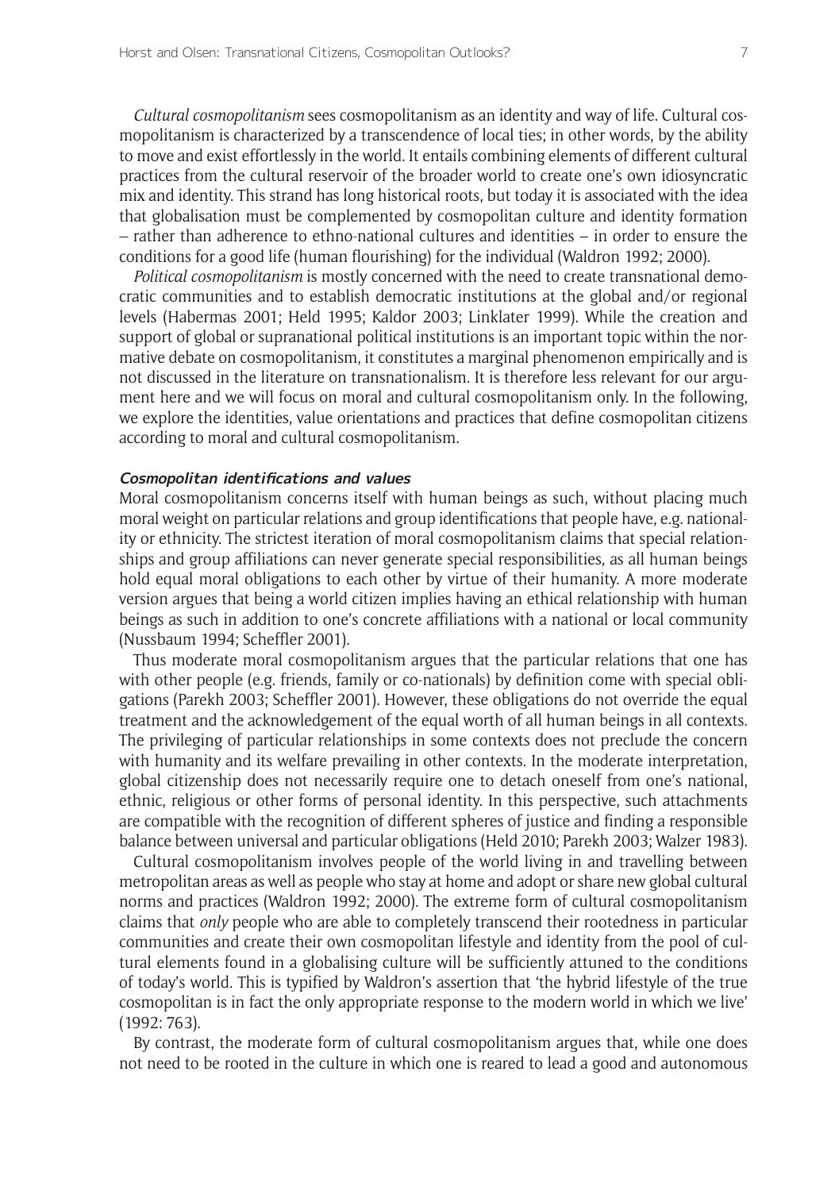*Cultural cosmopolitanism* sees cosmopolitanism as an identity and way of life. Cultural cosmopolitanism is characterized by a transcendence of local ties; in other words, by the ability to move and exist effortlessly in the world. It entails combining elements of different cultural practices from the cultural reservoir of the broader world to create one's own idiosyncratic mix and identity. This strand has long historical roots, but today it is associated with the idea that globalisation must be complemented by cosmopolitan culture and identity formation – rather than adherence to ethno-national cultures and identities – in order to ensure the conditions for a good life (human flourishing) for the individual (Waldron 1992; 2000).

*Political cosmopolitanism* is mostly concerned with the need to create transnational democratic communities and to establish democratic institutions at the global and/or regional levels (Habermas 2001; Held 1995; Kaldor 2003; Linklater 1999). While the creation and support of global or supranational political institutions is an important topic within the normative debate on cosmopolitanism, it constitutes a marginal phenomenon empirically and is not discussed in the literature on transnationalism. It is therefore less relevant for our argument here and we will focus on moral and cultural cosmopolitanism only. In the following, we explore the identities, value orientations and practices that define cosmopolitan citizens according to moral and cultural cosmopolitanism.

### *Cosmopolitan identifications and values*

Moral cosmopolitanism concerns itself with human beings as such, without placing much moral weight on particular relations and group identifications that people have, e.g. nationality or ethnicity. The strictest iteration of moral cosmopolitanism claims that special relationships and group affiliations can never generate special responsibilities, as all human beings hold equal moral obligations to each other by virtue of their humanity. A more moderate version argues that being a world citizen implies having an ethical relationship with human beings as such in addition to one's concrete affiliations with a national or local community (Nussbaum 1994; Scheffler 2001).

Thus moderate moral cosmopolitanism argues that the particular relations that one has with other people (e.g. friends, family or co-nationals) by definition come with special obligations (Parekh 2003; Scheffler 2001). However, these obligations do not override the equal treatment and the acknowledgement of the equal worth of all human beings in all contexts. The privileging of particular relationships in some contexts does not preclude the concern with humanity and its welfare prevailing in other contexts. In the moderate interpretation, global citizenship does not necessarily require one to detach oneself from one's national, ethnic, religious or other forms of personal identity. In this perspective, such attachments are compatible with the recognition of different spheres of justice and finding a responsible balance between universal and particular obligations (Held 2010; Parekh 2003; Walzer 1983).

Cultural cosmopolitanism involves people of the world living in and travelling between metropolitan areas as well as people who stay at home and adopt or share new global cultural norms and practices (Waldron 1992; 2000). The extreme form of cultural cosmopolitanism claims that *only* people who are able to completely transcend their rootedness in particular communities and create their own cosmopolitan lifestyle and identity from the pool of cultural elements found in a globalising culture will be sufficiently attuned to the conditions of today's world. This is typified by Waldron's assertion that 'the hybrid lifestyle of the true cosmopolitan is in fact the only appropriate response to the modern world in which we live' (1992: 763).

By contrast, the moderate form of cultural cosmopolitanism argues that, while one does not need to be rooted in the culture in which one is reared to lead a good and autonomous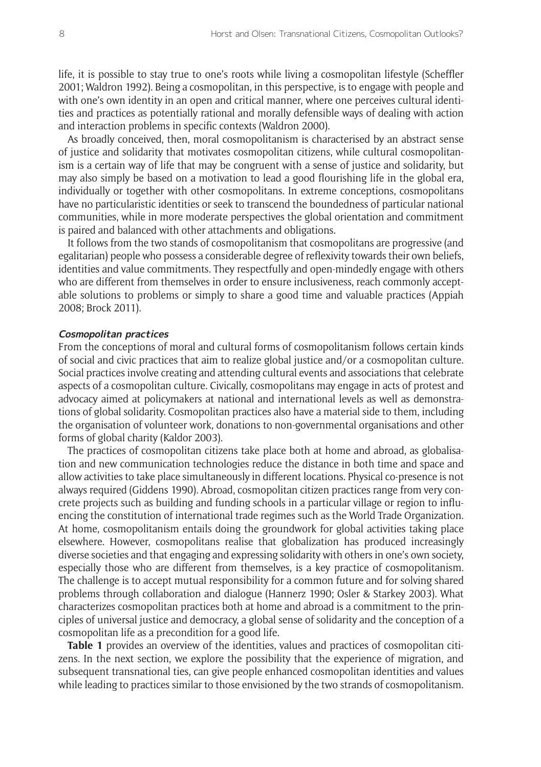life, it is possible to stay true to one's roots while living a cosmopolitan lifestyle (Scheffler 2001; Waldron 1992). Being a cosmopolitan, in this perspective, is to engage with people and with one's own identity in an open and critical manner, where one perceives cultural identities and practices as potentially rational and morally defensible ways of dealing with action and interaction problems in specific contexts (Waldron 2000).

As broadly conceived, then, moral cosmopolitanism is characterised by an abstract sense of justice and solidarity that motivates cosmopolitan citizens, while cultural cosmopolitanism is a certain way of life that may be congruent with a sense of justice and solidarity, but may also simply be based on a motivation to lead a good flourishing life in the global era, individually or together with other cosmopolitans. In extreme conceptions, cosmopolitans have no particularistic identities or seek to transcend the boundedness of particular national communities, while in more moderate perspectives the global orientation and commitment is paired and balanced with other attachments and obligations.

It follows from the two stands of cosmopolitanism that cosmopolitans are progressive (and egalitarian) people who possess a considerable degree of reflexivity towards their own beliefs, identities and value commitments. They respectfully and open-mindedly engage with others who are different from themselves in order to ensure inclusiveness, reach commonly acceptable solutions to problems or simply to share a good time and valuable practices (Appiah 2008; Brock 2011).

#### *Cosmopolitan practices*

From the conceptions of moral and cultural forms of cosmopolitanism follows certain kinds of social and civic practices that aim to realize global justice and/or a cosmopolitan culture. Social practices involve creating and attending cultural events and associations that celebrate aspects of a cosmopolitan culture. Civically, cosmopolitans may engage in acts of protest and advocacy aimed at policymakers at national and international levels as well as demonstrations of global solidarity. Cosmopolitan practices also have a material side to them, including the organisation of volunteer work, donations to non-governmental organisations and other forms of global charity (Kaldor 2003).

The practices of cosmopolitan citizens take place both at home and abroad, as globalisation and new communication technologies reduce the distance in both time and space and allow activities to take place simultaneously in different locations. Physical co-presence is not always required (Giddens 1990). Abroad, cosmopolitan citizen practices range from very concrete projects such as building and funding schools in a particular village or region to influencing the constitution of international trade regimes such as the World Trade Organization. At home, cosmopolitanism entails doing the groundwork for global activities taking place elsewhere. However, cosmopolitans realise that globalization has produced increasingly diverse societies and that engaging and expressing solidarity with others in one's own society, especially those who are different from themselves, is a key practice of cosmopolitanism. The challenge is to accept mutual responsibility for a common future and for solving shared problems through collaboration and dialogue (Hannerz 1990; Osler & Starkey 2003). What characterizes cosmopolitan practices both at home and abroad is a commitment to the principles of universal justice and democracy, a global sense of solidarity and the conception of a cosmopolitan life as a precondition for a good life.

**Table 1** provides an overview of the identities, values and practices of cosmopolitan citizens. In the next section, we explore the possibility that the experience of migration, and subsequent transnational ties, can give people enhanced cosmopolitan identities and values while leading to practices similar to those envisioned by the two strands of cosmopolitanism.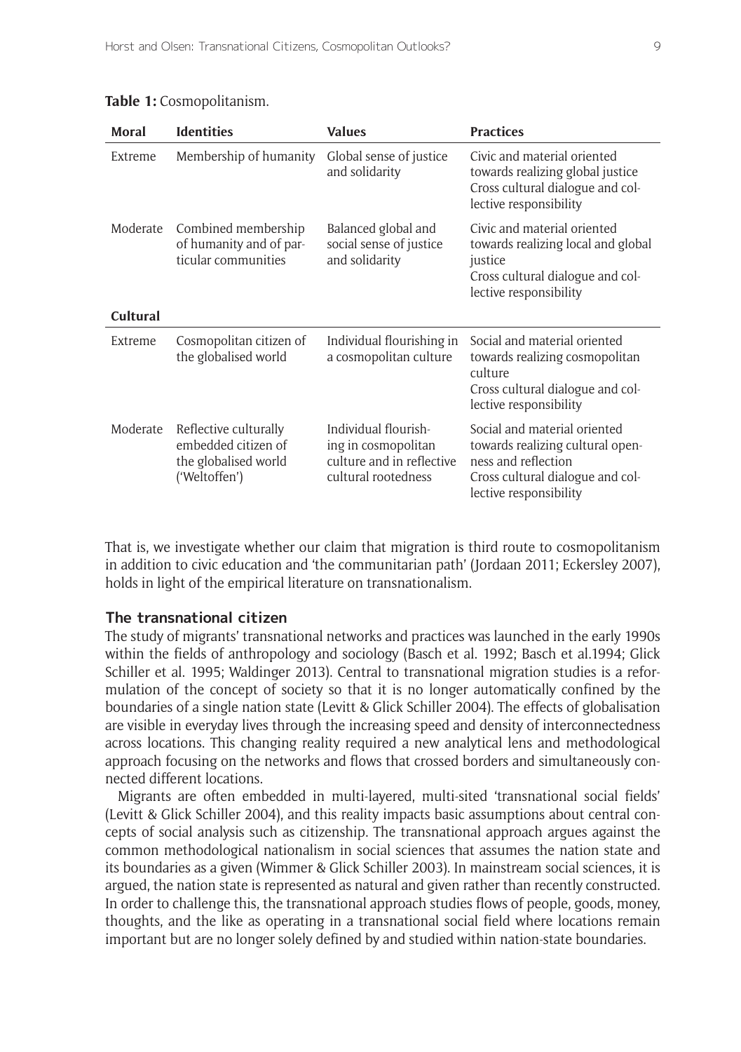**Table 1:** Cosmopolitanism.

| Moral | Identities | Values | Practices |
|---|---|---|---|
| Extreme | Membership of humanity | Global sense of justice and solidarity | Civic and material oriented towards realizing global justice<br>Cross cultural dialogue and collective responsibility |
| Moderate | Combined membership of humanity and of particular communities | Balanced global and social sense of justice and solidarity | Civic and material oriented towards realizing local and global justice<br>Cross cultural dialogue and collective responsibility |
| **Cultural** | | | |
| Extreme | Cosmopolitan citizen of the globalised world | Individual flourishing in a cosmopolitan culture | Social and material oriented towards realizing cosmopolitan culture<br>Cross cultural dialogue and collective responsibility |
| Moderate | Reflective culturally embedded citizen of the globalised world ('Weltoffen') | Individual flourishing in cosmopolitan culture and in reflective cultural rootedness | Social and material oriented towards realizing cultural openness and reflection<br>Cross cultural dialogue and collective responsibility |

That is, we investigate whether our claim that migration is third route to cosmopolitanism in addition to civic education and 'the communitarian path' (Jordaan 2011; Eckersley 2007), holds in light of the empirical literature on transnationalism.

### The transnational citizen

The study of migrants' transnational networks and practices was launched in the early 1990s within the fields of anthropology and sociology (Basch et al. 1992; Basch et al.1994; Glick Schiller et al. 1995; Waldinger 2013). Central to transnational migration studies is a reformulation of the concept of society so that it is no longer automatically confined by the boundaries of a single nation state (Levitt & Glick Schiller 2004). The effects of globalisation are visible in everyday lives through the increasing speed and density of interconnectedness across locations. This changing reality required a new analytical lens and methodological approach focusing on the networks and flows that crossed borders and simultaneously connected different locations.

Migrants are often embedded in multi-layered, multi-sited 'transnational social fields' (Levitt & Glick Schiller 2004), and this reality impacts basic assumptions about central concepts of social analysis such as citizenship. The transnational approach argues against the common methodological nationalism in social sciences that assumes the nation state and its boundaries as a given (Wimmer & Glick Schiller 2003). In mainstream social sciences, it is argued, the nation state is represented as natural and given rather than recently constructed. In order to challenge this, the transnational approach studies flows of people, goods, money, thoughts, and the like as operating in a transnational social field where locations remain important but are no longer solely defined by and studied within nation-state boundaries.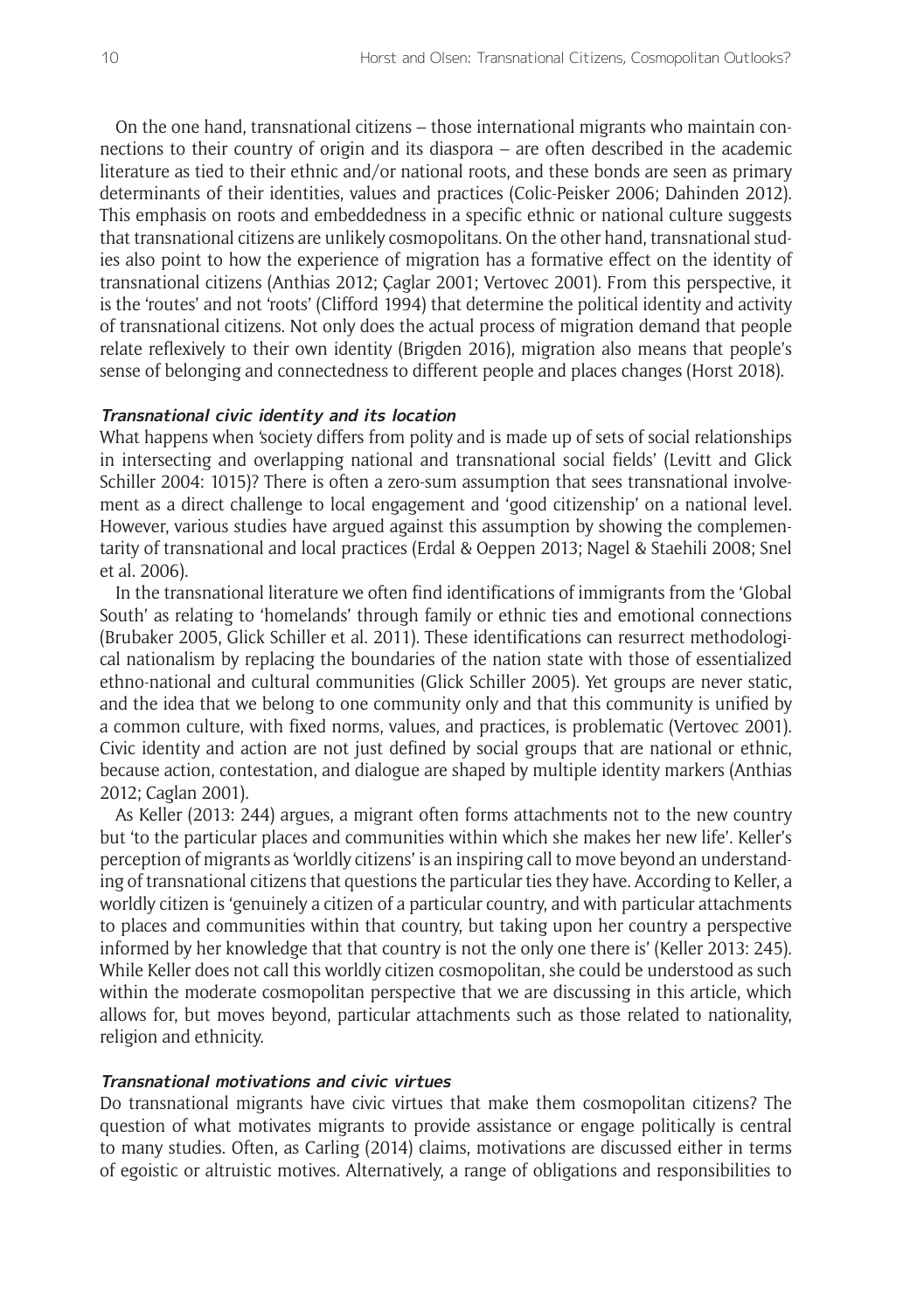On the one hand, transnational citizens – those international migrants who maintain connections to their country of origin and its diaspora – are often described in the academic literature as tied to their ethnic and/or national roots, and these bonds are seen as primary determinants of their identities, values and practices (Colic-Peisker 2006; Dahinden 2012). This emphasis on roots and embeddedness in a specific ethnic or national culture suggests that transnational citizens are unlikely cosmopolitans. On the other hand, transnational studies also point to how the experience of migration has a formative effect on the identity of transnational citizens (Anthias 2012; Çaglar 2001; Vertovec 2001). From this perspective, it is the 'routes' and not 'roots' (Clifford 1994) that determine the political identity and activity of transnational citizens. Not only does the actual process of migration demand that people relate reflexively to their own identity (Brigden 2016), migration also means that people's sense of belonging and connectedness to different people and places changes (Horst 2018).

#### *Transnational civic identity and its location*

What happens when 'society differs from polity and is made up of sets of social relationships in intersecting and overlapping national and transnational social fields' (Levitt and Glick Schiller 2004: 1015)? There is often a zero-sum assumption that sees transnational involvement as a direct challenge to local engagement and 'good citizenship' on a national level. However, various studies have argued against this assumption by showing the complementarity of transnational and local practices (Erdal & Oeppen 2013; Nagel & Staehili 2008; Snel et al. 2006).

In the transnational literature we often find identifications of immigrants from the 'Global South' as relating to 'homelands' through family or ethnic ties and emotional connections (Brubaker 2005, Glick Schiller et al. 2011). These identifications can resurrect methodological nationalism by replacing the boundaries of the nation state with those of essentialized ethno-national and cultural communities (Glick Schiller 2005). Yet groups are never static, and the idea that we belong to one community only and that this community is unified by a common culture, with fixed norms, values, and practices, is problematic (Vertovec 2001). Civic identity and action are not just defined by social groups that are national or ethnic, because action, contestation, and dialogue are shaped by multiple identity markers (Anthias 2012; Caglan 2001).

As Keller (2013: 244) argues, a migrant often forms attachments not to the new country but 'to the particular places and communities within which she makes her new life'. Keller's perception of migrants as 'worldly citizens' is an inspiring call to move beyond an understanding of transnational citizens that questions the particular ties they have. According to Keller, a worldly citizen is 'genuinely a citizen of a particular country, and with particular attachments to places and communities within that country, but taking upon her country a perspective informed by her knowledge that that country is not the only one there is' (Keller 2013: 245). While Keller does not call this worldly citizen cosmopolitan, she could be understood as such within the moderate cosmopolitan perspective that we are discussing in this article, which allows for, but moves beyond, particular attachments such as those related to nationality, religion and ethnicity.

#### *Transnational motivations and civic virtues*

Do transnational migrants have civic virtues that make them cosmopolitan citizens? The question of what motivates migrants to provide assistance or engage politically is central to many studies. Often, as Carling (2014) claims, motivations are discussed either in terms of egoistic or altruistic motives. Alternatively, a range of obligations and responsibilities to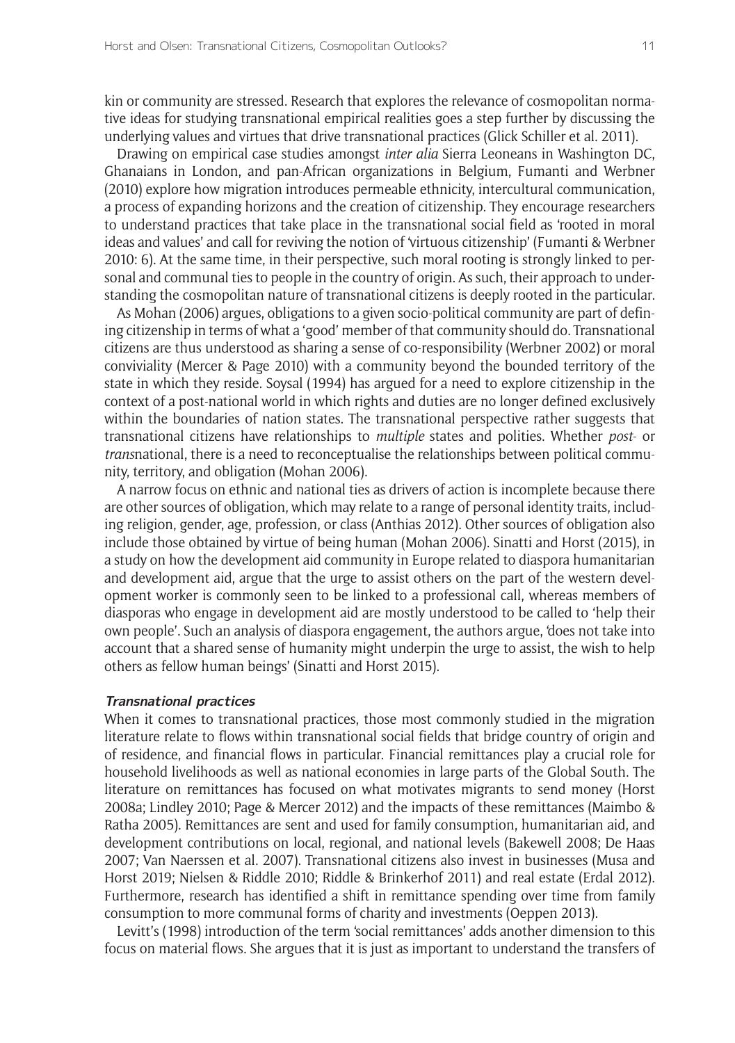kin or community are stressed. Research that explores the relevance of cosmopolitan normative ideas for studying transnational empirical realities goes a step further by discussing the underlying values and virtues that drive transnational practices (Glick Schiller et al. 2011).

Drawing on empirical case studies amongst *inter alia* Sierra Leoneans in Washington DC, Ghanaians in London, and pan-African organizations in Belgium, Fumanti and Werbner (2010) explore how migration introduces permeable ethnicity, intercultural communication, a process of expanding horizons and the creation of citizenship. They encourage researchers to understand practices that take place in the transnational social field as 'rooted in moral ideas and values' and call for reviving the notion of 'virtuous citizenship' (Fumanti & Werbner 2010: 6). At the same time, in their perspective, such moral rooting is strongly linked to personal and communal ties to people in the country of origin. As such, their approach to understanding the cosmopolitan nature of transnational citizens is deeply rooted in the particular.

As Mohan (2006) argues, obligations to a given socio-political community are part of defining citizenship in terms of what a 'good' member of that community should do. Transnational citizens are thus understood as sharing a sense of co-responsibility (Werbner 2002) or moral conviviality (Mercer & Page 2010) with a community beyond the bounded territory of the state in which they reside. Soysal (1994) has argued for a need to explore citizenship in the context of a post-national world in which rights and duties are no longer defined exclusively within the boundaries of nation states. The transnational perspective rather suggests that transnational citizens have relationships to *multiple* states and polities. Whether *post-* or *trans*national, there is a need to reconceptualise the relationships between political community, territory, and obligation (Mohan 2006).

A narrow focus on ethnic and national ties as drivers of action is incomplete because there are other sources of obligation, which may relate to a range of personal identity traits, including religion, gender, age, profession, or class (Anthias 2012). Other sources of obligation also include those obtained by virtue of being human (Mohan 2006). Sinatti and Horst (2015), in a study on how the development aid community in Europe related to diaspora humanitarian and development aid, argue that the urge to assist others on the part of the western development worker is commonly seen to be linked to a professional call, whereas members of diasporas who engage in development aid are mostly understood to be called to 'help their own people'. Such an analysis of diaspora engagement, the authors argue, 'does not take into account that a shared sense of humanity might underpin the urge to assist, the wish to help others as fellow human beings' (Sinatti and Horst 2015).

### *Transnational practices*

When it comes to transnational practices, those most commonly studied in the migration literature relate to flows within transnational social fields that bridge country of origin and of residence, and financial flows in particular. Financial remittances play a crucial role for household livelihoods as well as national economies in large parts of the Global South. The literature on remittances has focused on what motivates migrants to send money (Horst 2008a; Lindley 2010; Page & Mercer 2012) and the impacts of these remittances (Maimbo & Ratha 2005). Remittances are sent and used for family consumption, humanitarian aid, and development contributions on local, regional, and national levels (Bakewell 2008; De Haas 2007; Van Naerssen et al. 2007). Transnational citizens also invest in businesses (Musa and Horst 2019; Nielsen & Riddle 2010; Riddle & Brinkerhof 2011) and real estate (Erdal 2012). Furthermore, research has identified a shift in remittance spending over time from family consumption to more communal forms of charity and investments (Oeppen 2013).

Levitt's (1998) introduction of the term 'social remittances' adds another dimension to this focus on material flows. She argues that it is just as important to understand the transfers of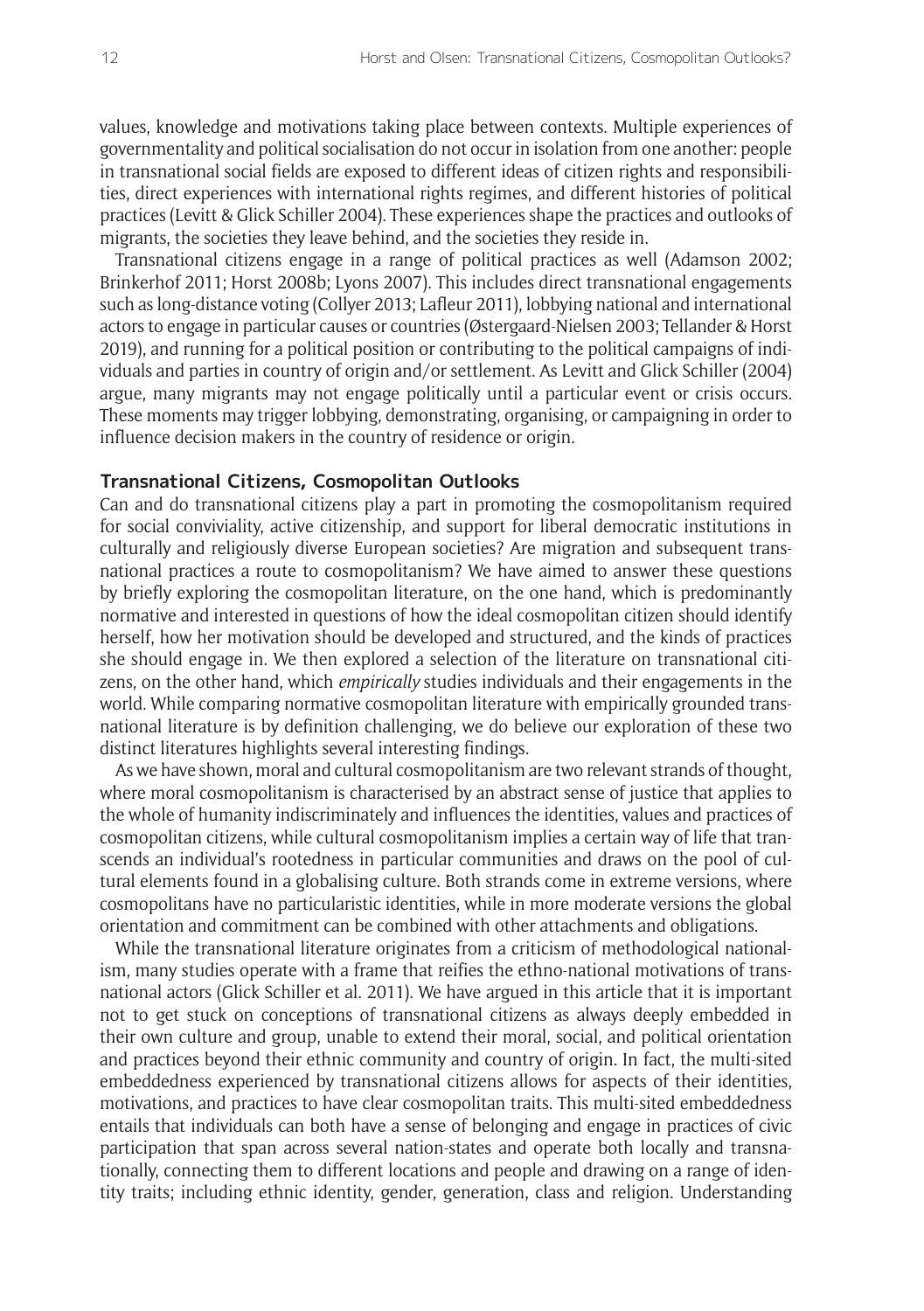values, knowledge and motivations taking place between contexts. Multiple experiences of governmentality and political socialisation do not occur in isolation from one another: people in transnational social fields are exposed to different ideas of citizen rights and responsibilities, direct experiences with international rights regimes, and different histories of political practices (Levitt & Glick Schiller 2004). These experiences shape the practices and outlooks of migrants, the societies they leave behind, and the societies they reside in.

Transnational citizens engage in a range of political practices as well (Adamson 2002; Brinkerhof 2011; Horst 2008b; Lyons 2007). This includes direct transnational engagements such as long-distance voting (Collyer 2013; Lafleur 2011), lobbying national and international actors to engage in particular causes or countries (Østergaard-Nielsen 2003; Tellander & Horst 2019), and running for a political position or contributing to the political campaigns of individuals and parties in country of origin and/or settlement. As Levitt and Glick Schiller (2004) argue, many migrants may not engage politically until a particular event or crisis occurs. These moments may trigger lobbying, demonstrating, organising, or campaigning in order to influence decision makers in the country of residence or origin.

## Transnational Citizens, Cosmopolitan Outlooks

Can and do transnational citizens play a part in promoting the cosmopolitanism required for social conviviality, active citizenship, and support for liberal democratic institutions in culturally and religiously diverse European societies? Are migration and subsequent transnational practices a route to cosmopolitanism? We have aimed to answer these questions by briefly exploring the cosmopolitan literature, on the one hand, which is predominantly normative and interested in questions of how the ideal cosmopolitan citizen should identify herself, how her motivation should be developed and structured, and the kinds of practices she should engage in. We then explored a selection of the literature on transnational citizens, on the other hand, which *empirically* studies individuals and their engagements in the world. While comparing normative cosmopolitan literature with empirically grounded transnational literature is by definition challenging, we do believe our exploration of these two distinct literatures highlights several interesting findings.

As we have shown, moral and cultural cosmopolitanism are two relevant strands of thought, where moral cosmopolitanism is characterised by an abstract sense of justice that applies to the whole of humanity indiscriminately and influences the identities, values and practices of cosmopolitan citizens, while cultural cosmopolitanism implies a certain way of life that transcends an individual's rootedness in particular communities and draws on the pool of cultural elements found in a globalising culture. Both strands come in extreme versions, where cosmopolitans have no particularistic identities, while in more moderate versions the global orientation and commitment can be combined with other attachments and obligations.

While the transnational literature originates from a criticism of methodological nationalism, many studies operate with a frame that reifies the ethno-national motivations of transnational actors (Glick Schiller et al. 2011). We have argued in this article that it is important not to get stuck on conceptions of transnational citizens as always deeply embedded in their own culture and group, unable to extend their moral, social, and political orientation and practices beyond their ethnic community and country of origin. In fact, the multi-sited embeddedness experienced by transnational citizens allows for aspects of their identities, motivations, and practices to have clear cosmopolitan traits. This multi-sited embeddedness entails that individuals can both have a sense of belonging and engage in practices of civic participation that span across several nation-states and operate both locally and transnationally, connecting them to different locations and people and drawing on a range of identity traits; including ethnic identity, gender, generation, class and religion. Understanding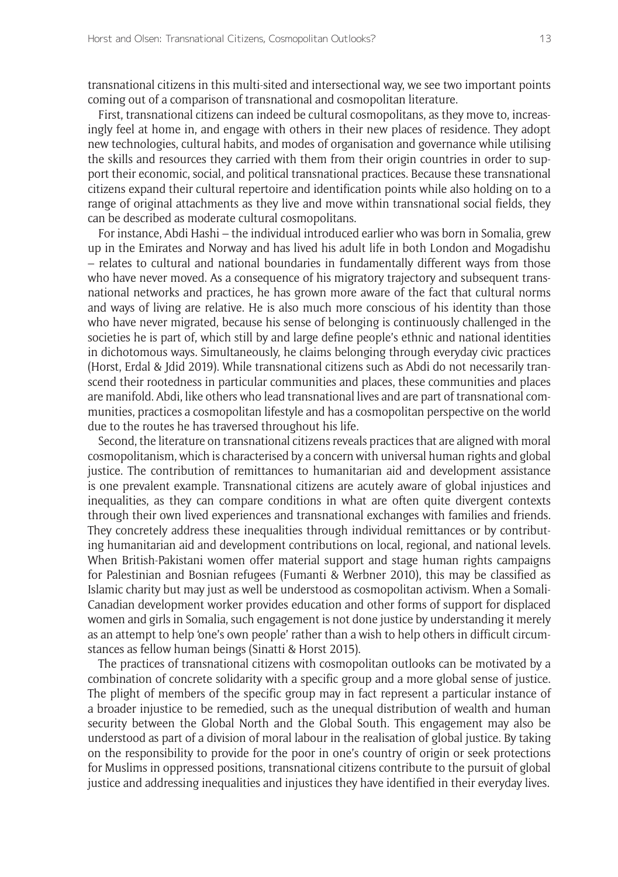transnational citizens in this multi-sited and intersectional way, we see two important points coming out of a comparison of transnational and cosmopolitan literature.

First, transnational citizens can indeed be cultural cosmopolitans, as they move to, increasingly feel at home in, and engage with others in their new places of residence. They adopt new technologies, cultural habits, and modes of organisation and governance while utilising the skills and resources they carried with them from their origin countries in order to support their economic, social, and political transnational practices. Because these transnational citizens expand their cultural repertoire and identification points while also holding on to a range of original attachments as they live and move within transnational social fields, they can be described as moderate cultural cosmopolitans.

For instance, Abdi Hashi – the individual introduced earlier who was born in Somalia, grew up in the Emirates and Norway and has lived his adult life in both London and Mogadishu – relates to cultural and national boundaries in fundamentally different ways from those who have never moved. As a consequence of his migratory trajectory and subsequent transnational networks and practices, he has grown more aware of the fact that cultural norms and ways of living are relative. He is also much more conscious of his identity than those who have never migrated, because his sense of belonging is continuously challenged in the societies he is part of, which still by and large define people's ethnic and national identities in dichotomous ways. Simultaneously, he claims belonging through everyday civic practices (Horst, Erdal & Jdid 2019). While transnational citizens such as Abdi do not necessarily transcend their rootedness in particular communities and places, these communities and places are manifold. Abdi, like others who lead transnational lives and are part of transnational communities, practices a cosmopolitan lifestyle and has a cosmopolitan perspective on the world due to the routes he has traversed throughout his life.

Second, the literature on transnational citizens reveals practices that are aligned with moral cosmopolitanism, which is characterised by a concern with universal human rights and global justice. The contribution of remittances to humanitarian aid and development assistance is one prevalent example. Transnational citizens are acutely aware of global injustices and inequalities, as they can compare conditions in what are often quite divergent contexts through their own lived experiences and transnational exchanges with families and friends. They concretely address these inequalities through individual remittances or by contributing humanitarian aid and development contributions on local, regional, and national levels. When British-Pakistani women offer material support and stage human rights campaigns for Palestinian and Bosnian refugees (Fumanti & Werbner 2010), this may be classified as Islamic charity but may just as well be understood as cosmopolitan activism. When a Somali-Canadian development worker provides education and other forms of support for displaced women and girls in Somalia, such engagement is not done justice by understanding it merely as an attempt to help 'one's own people' rather than a wish to help others in difficult circumstances as fellow human beings (Sinatti & Horst 2015).

The practices of transnational citizens with cosmopolitan outlooks can be motivated by a combination of concrete solidarity with a specific group and a more global sense of justice. The plight of members of the specific group may in fact represent a particular instance of a broader injustice to be remedied, such as the unequal distribution of wealth and human security between the Global North and the Global South. This engagement may also be understood as part of a division of moral labour in the realisation of global justice. By taking on the responsibility to provide for the poor in one's country of origin or seek protections for Muslims in oppressed positions, transnational citizens contribute to the pursuit of global justice and addressing inequalities and injustices they have identified in their everyday lives.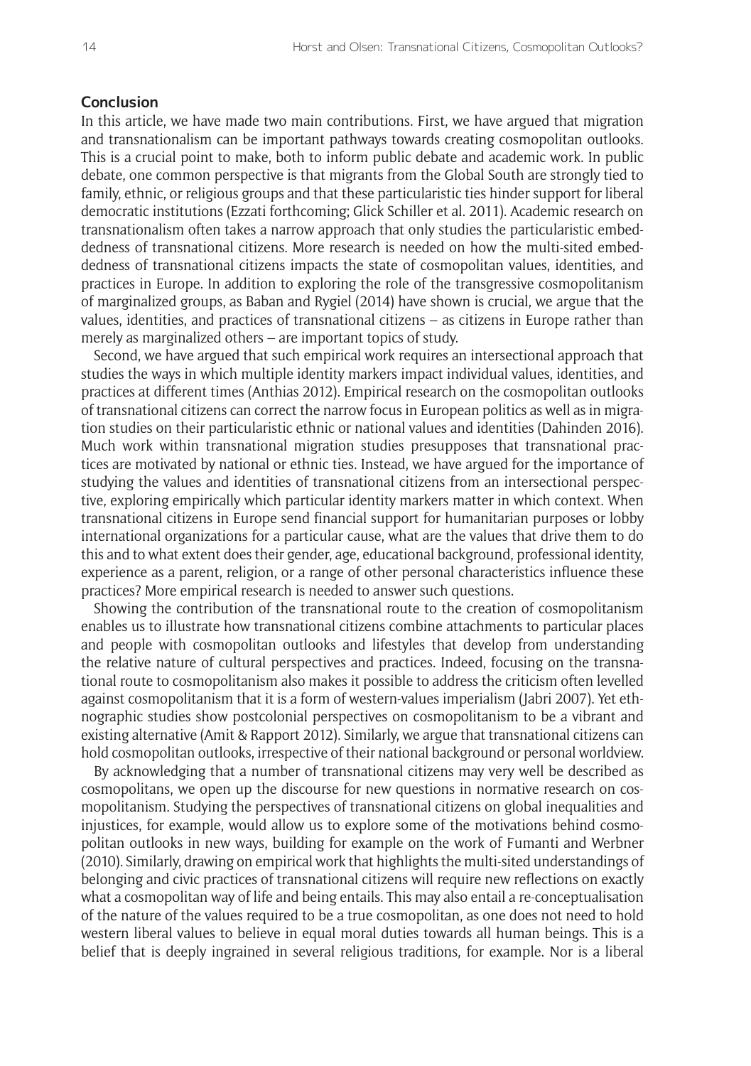## Conclusion

In this article, we have made two main contributions. First, we have argued that migration and transnationalism can be important pathways towards creating cosmopolitan outlooks. This is a crucial point to make, both to inform public debate and academic work. In public debate, one common perspective is that migrants from the Global South are strongly tied to family, ethnic, or religious groups and that these particularistic ties hinder support for liberal democratic institutions (Ezzati forthcoming; Glick Schiller et al. 2011). Academic research on transnationalism often takes a narrow approach that only studies the particularistic embeddedness of transnational citizens. More research is needed on how the multi-sited embeddedness of transnational citizens impacts the state of cosmopolitan values, identities, and practices in Europe. In addition to exploring the role of the transgressive cosmopolitanism of marginalized groups, as Baban and Rygiel (2014) have shown is crucial, we argue that the values, identities, and practices of transnational citizens – as citizens in Europe rather than merely as marginalized others – are important topics of study.

Second, we have argued that such empirical work requires an intersectional approach that studies the ways in which multiple identity markers impact individual values, identities, and practices at different times (Anthias 2012). Empirical research on the cosmopolitan outlooks of transnational citizens can correct the narrow focus in European politics as well as in migration studies on their particularistic ethnic or national values and identities (Dahinden 2016). Much work within transnational migration studies presupposes that transnational practices are motivated by national or ethnic ties. Instead, we have argued for the importance of studying the values and identities of transnational citizens from an intersectional perspective, exploring empirically which particular identity markers matter in which context. When transnational citizens in Europe send financial support for humanitarian purposes or lobby international organizations for a particular cause, what are the values that drive them to do this and to what extent does their gender, age, educational background, professional identity, experience as a parent, religion, or a range of other personal characteristics influence these practices? More empirical research is needed to answer such questions.

Showing the contribution of the transnational route to the creation of cosmopolitanism enables us to illustrate how transnational citizens combine attachments to particular places and people with cosmopolitan outlooks and lifestyles that develop from understanding the relative nature of cultural perspectives and practices. Indeed, focusing on the transnational route to cosmopolitanism also makes it possible to address the criticism often levelled against cosmopolitanism that it is a form of western-values imperialism (Jabri 2007). Yet ethnographic studies show postcolonial perspectives on cosmopolitanism to be a vibrant and existing alternative (Amit & Rapport 2012). Similarly, we argue that transnational citizens can hold cosmopolitan outlooks, irrespective of their national background or personal worldview.

By acknowledging that a number of transnational citizens may very well be described as cosmopolitans, we open up the discourse for new questions in normative research on cosmopolitanism. Studying the perspectives of transnational citizens on global inequalities and injustices, for example, would allow us to explore some of the motivations behind cosmopolitan outlooks in new ways, building for example on the work of Fumanti and Werbner (2010). Similarly, drawing on empirical work that highlights the multi-sited understandings of belonging and civic practices of transnational citizens will require new reflections on exactly what a cosmopolitan way of life and being entails. This may also entail a re-conceptualisation of the nature of the values required to be a true cosmopolitan, as one does not need to hold western liberal values to believe in equal moral duties towards all human beings. This is a belief that is deeply ingrained in several religious traditions, for example. Nor is a liberal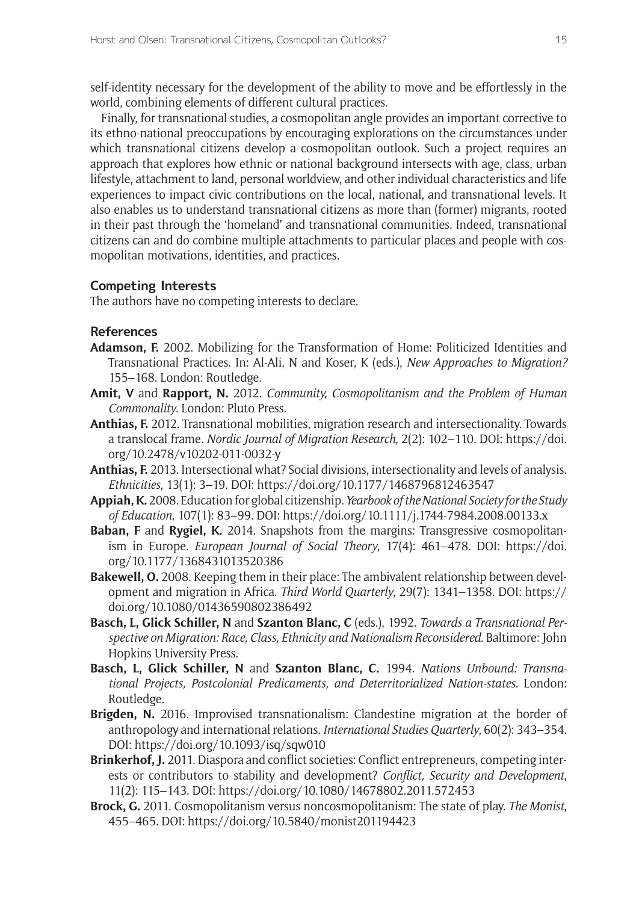self-identity necessary for the development of the ability to move and be effortlessly in the world, combining elements of different cultural practices.

Finally, for transnational studies, a cosmopolitan angle provides an important corrective to its ethno-national preoccupations by encouraging explorations on the circumstances under which transnational citizens develop a cosmopolitan outlook. Such a project requires an approach that explores how ethnic or national background intersects with age, class, urban lifestyle, attachment to land, personal worldview, and other individual characteristics and life experiences to impact civic contributions on the local, national, and transnational levels. It also enables us to understand transnational citizens as more than (former) migrants, rooted in their past through the 'homeland' and transnational communities. Indeed, transnational citizens can and do combine multiple attachments to particular places and people with cosmopolitan motivations, identities, and practices.

## Competing Interests

The authors have no competing interests to declare.

## References

**Adamson, F.** 2002. Mobilizing for the Transformation of Home: Politicized Identities and Transnational Practices. In: Al-Ali, N and Koser, K (eds.), *New Approaches to Migration?* 155–168. London: Routledge.

**Amit, V** and **Rapport, N.** 2012. *Community, Cosmopolitanism and the Problem of Human Commonality*. London: Pluto Press.

**Anthias, F.** 2012. Transnational mobilities, migration research and intersectionality. Towards a translocal frame. *Nordic Journal of Migration Research*, 2(2): 102–110. DOI: https://doi.org/10.2478/v10202-011-0032-y

**Anthias, F.** 2013. Intersectional what? Social divisions, intersectionality and levels of analysis. *Ethnicities*, 13(1): 3–19. DOI: https://doi.org/10.1177/1468796812463547

**Appiah, K.** 2008. Education for global citizenship. *Yearbook of the National Society for the Study of Education*, 107(1): 83–99. DOI: https://doi.org/10.1111/j.1744-7984.2008.00133.x

**Baban, F** and **Rygiel, K.** 2014. Snapshots from the margins: Transgressive cosmopolitanism in Europe. *European Journal of Social Theory*, 17(4): 461–478. DOI: https://doi.org/10.1177/1368431013520386

**Bakewell, O.** 2008. Keeping them in their place: The ambivalent relationship between development and migration in Africa. *Third World Quarterly*, 29(7): 1341–1358. DOI: https://doi.org/10.1080/01436590802386492

**Basch, L, Glick Schiller, N** and **Szanton Blanc, C** (eds.), 1992. *Towards a Transnational Perspective on Migration: Race, Class, Ethnicity and Nationalism Reconsidered*. Baltimore: John Hopkins University Press.

**Basch, L, Glick Schiller, N** and **Szanton Blanc, C.** 1994. *Nations Unbound: Transnational Projects, Postcolonial Predicaments, and Deterritorialized Nation-states*. London: Routledge.

**Brigden, N.** 2016. Improvised transnationalism: Clandestine migration at the border of anthropology and international relations. *International Studies Quarterly*, 60(2): 343–354. DOI: https://doi.org/10.1093/isq/sqw010

**Brinkerhof, J.** 2011. Diaspora and conflict societies: Conflict entrepreneurs, competing interests or contributors to stability and development? *Conflict, Security and Development*, 11(2): 115–143. DOI: https://doi.org/10.1080/14678802.2011.572453

**Brock, G.** 2011. Cosmopolitanism versus noncosmopolitanism: The state of play. *The Monist*, 455–465. DOI: https://doi.org/10.5840/monist201194423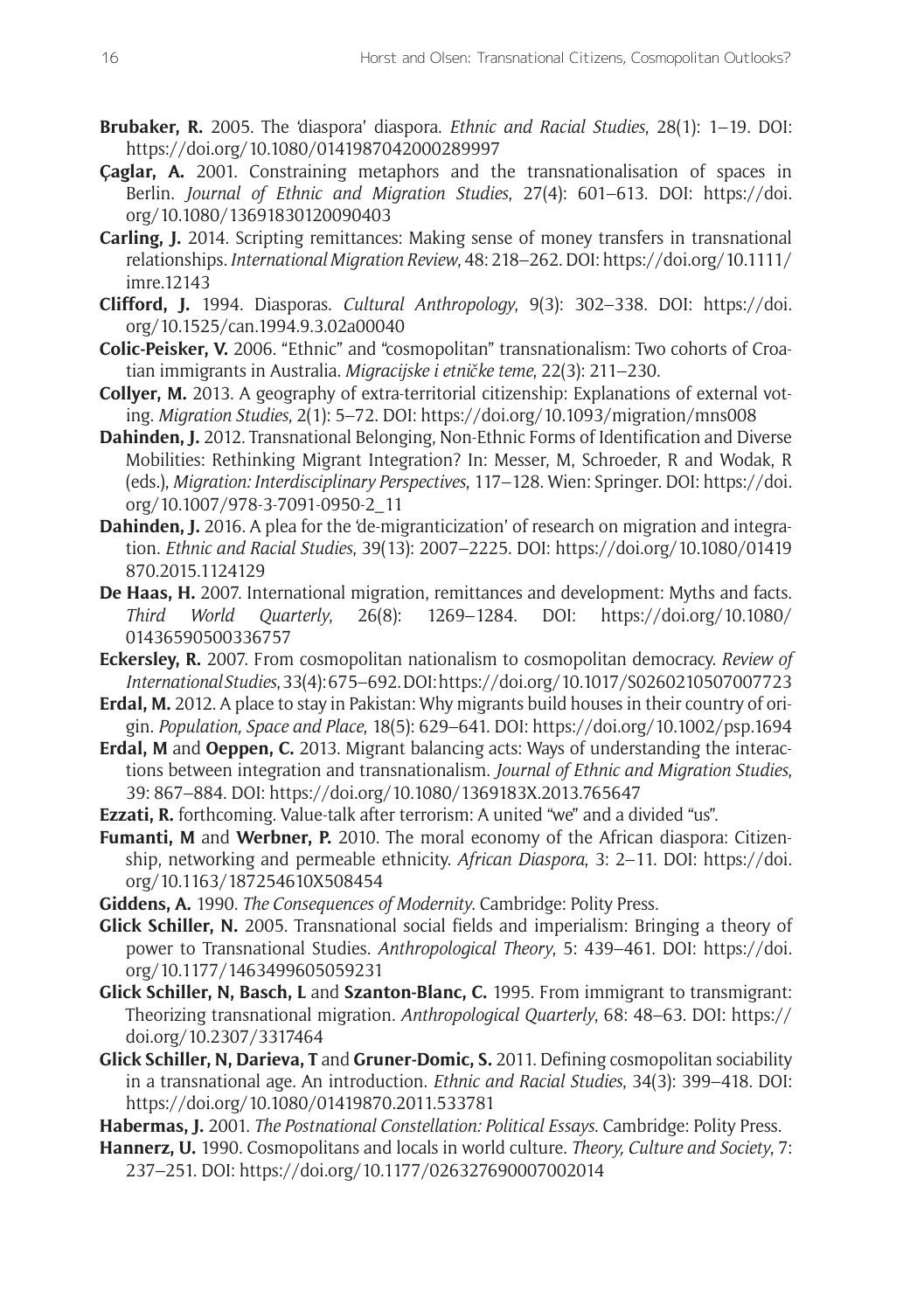**Brubaker, R.** 2005. The 'diaspora' diaspora. *Ethnic and Racial Studies*, 28(1): 1–19. DOI: https://doi.org/10.1080/0141987042000289997

**Çaglar, A.** 2001. Constraining metaphors and the transnationalisation of spaces in Berlin. *Journal of Ethnic and Migration Studies*, 27(4): 601–613. DOI: https://doi.org/10.1080/13691830120090403

**Carling, J.** 2014. Scripting remittances: Making sense of money transfers in transnational relationships. *International Migration Review*, 48: 218–262. DOI: https://doi.org/10.1111/imre.12143

**Clifford, J.** 1994. Diasporas. *Cultural Anthropology*, 9(3): 302–338. DOI: https://doi.org/10.1525/can.1994.9.3.02a00040

**Colic-Peisker, V.** 2006. "Ethnic" and "cosmopolitan" transnationalism: Two cohorts of Croatian immigrants in Australia. *Migracijske i etničke teme*, 22(3): 211–230.

**Collyer, M.** 2013. A geography of extra-territorial citizenship: Explanations of external voting. *Migration Studies*, 2(1): 5–72. DOI: https://doi.org/10.1093/migration/mns008

**Dahinden, J.** 2012. Transnational Belonging, Non-Ethnic Forms of Identification and Diverse Mobilities: Rethinking Migrant Integration? In: Messer, M, Schroeder, R and Wodak, R (eds.), *Migration: Interdisciplinary Perspectives*, 117–128. Wien: Springer. DOI: https://doi.org/10.1007/978-3-7091-0950-2_11

**Dahinden, J.** 2016. A plea for the 'de-migranticization' of research on migration and integration. *Ethnic and Racial Studies*, 39(13): 2007–2225. DOI: https://doi.org/10.1080/01419870.2015.1124129

**De Haas, H.** 2007. International migration, remittances and development: Myths and facts. *Third World Quarterly*, 26(8): 1269–1284. DOI: https://doi.org/10.1080/01436590500336757

**Eckersley, R.** 2007. From cosmopolitan nationalism to cosmopolitan democracy. *Review of International Studies*, 33(4): 675–692. DOI: https://doi.org/10.1017/S0260210507007723

**Erdal, M.** 2012. A place to stay in Pakistan: Why migrants build houses in their country of origin. *Population, Space and Place*, 18(5): 629–641. DOI: https://doi.org/10.1002/psp.1694

**Erdal, M** and **Oeppen, C.** 2013. Migrant balancing acts: Ways of understanding the interactions between integration and transnationalism. *Journal of Ethnic and Migration Studies*, 39: 867–884. DOI: https://doi.org/10.1080/1369183X.2013.765647

**Ezzati, R.** forthcoming. Value-talk after terrorism: A united "we" and a divided "us".

**Fumanti, M** and **Werbner, P.** 2010. The moral economy of the African diaspora: Citizenship, networking and permeable ethnicity. *African Diaspora*, 3: 2–11. DOI: https://doi.org/10.1163/187254610X508454

**Giddens, A.** 1990. *The Consequences of Modernity*. Cambridge: Polity Press.

**Glick Schiller, N.** 2005. Transnational social fields and imperialism: Bringing a theory of power to Transnational Studies. *Anthropological Theory*, 5: 439–461. DOI: https://doi.org/10.1177/1463499605059231

**Glick Schiller, N, Basch, L** and **Szanton-Blanc, C.** 1995. From immigrant to transmigrant: Theorizing transnational migration. *Anthropological Quarterly*, 68: 48–63. DOI: https://doi.org/10.2307/3317464

**Glick Schiller, N, Darieva, T** and **Gruner-Domic, S.** 2011. Defining cosmopolitan sociability in a transnational age. An introduction. *Ethnic and Racial Studies*, 34(3): 399–418. DOI: https://doi.org/10.1080/01419870.2011.533781

**Habermas, J.** 2001. *The Postnational Constellation: Political Essays*. Cambridge: Polity Press.

**Hannerz, U.** 1990. Cosmopolitans and locals in world culture. *Theory, Culture and Society*, 7: 237–251. DOI: https://doi.org/10.1177/026327690007002014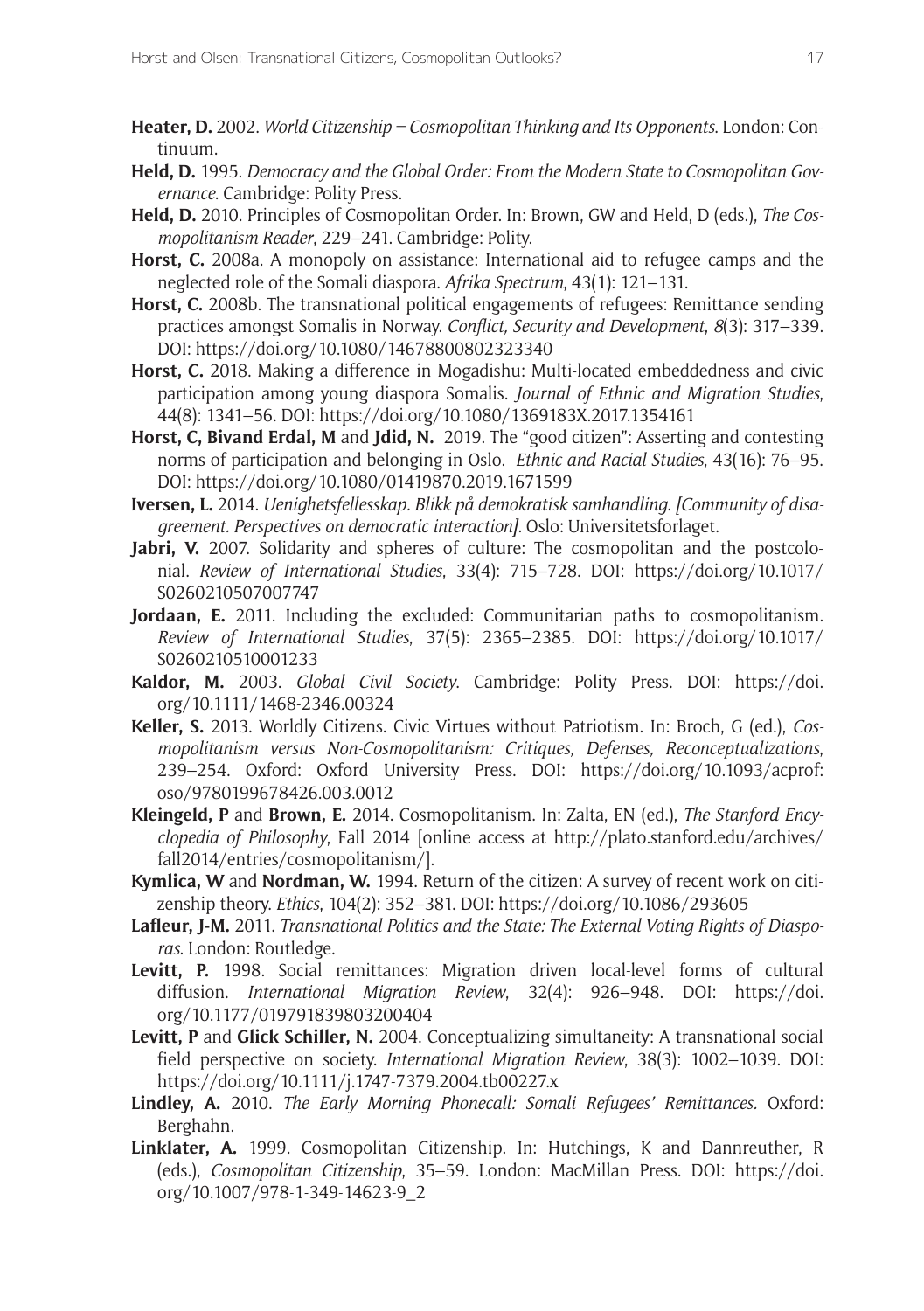**Heater, D.** 2002. *World Citizenship – Cosmopolitan Thinking and Its Opponents*. London: Continuum.

**Held, D.** 1995. *Democracy and the Global Order: From the Modern State to Cosmopolitan Governance*. Cambridge: Polity Press.

**Held, D.** 2010. Principles of Cosmopolitan Order. In: Brown, GW and Held, D (eds.), *The Cosmopolitanism Reader*, 229–241. Cambridge: Polity.

**Horst, C.** 2008a. A monopoly on assistance: International aid to refugee camps and the neglected role of the Somali diaspora. *Afrika Spectrum*, 43(1): 121–131.

**Horst, C.** 2008b. The transnational political engagements of refugees: Remittance sending practices amongst Somalis in Norway. *Conflict, Security and Development*, *8*(3): 317–339. DOI: https://doi.org/10.1080/14678800802323340

**Horst, C.** 2018. Making a difference in Mogadishu: Multi-located embeddedness and civic participation among young diaspora Somalis. *Journal of Ethnic and Migration Studies*, 44(8): 1341–56. DOI: https://doi.org/10.1080/1369183X.2017.1354161

**Horst, C, Bivand Erdal, M** and **Jdid, N.** 2019. The "good citizen": Asserting and contesting norms of participation and belonging in Oslo. *Ethnic and Racial Studies*, 43(16): 76–95. DOI: https://doi.org/10.1080/01419870.2019.1671599

**Iversen, L.** 2014. *Uenighetsfellesskap. Blikk på demokratisk samhandling. [Community of disagreement. Perspectives on democratic interaction]*. Oslo: Universitetsforlaget.

**Jabri, V.** 2007. Solidarity and spheres of culture: The cosmopolitan and the postcolonial. *Review of International Studies*, 33(4): 715–728. DOI: https://doi.org/10.1017/S0260210507007747

**Jordaan, E.** 2011. Including the excluded: Communitarian paths to cosmopolitanism. *Review of International Studies*, 37(5): 2365–2385. DOI: https://doi.org/10.1017/S0260210510001233

**Kaldor, M.** 2003. *Global Civil Society*. Cambridge: Polity Press. DOI: https://doi.org/10.1111/1468-2346.00324

**Keller, S.** 2013. Worldly Citizens. Civic Virtues without Patriotism. In: Broch, G (ed.), *Cosmopolitanism versus Non-Cosmopolitanism: Critiques, Defenses, Reconceptualizations*, 239–254. Oxford: Oxford University Press. DOI: https://doi.org/10.1093/acprof:oso/9780199678426.003.0012

**Kleingeld, P** and **Brown, E.** 2014. Cosmopolitanism. In: Zalta, EN (ed.), *The Stanford Encyclopedia of Philosophy*, Fall 2014 [online access at http://plato.stanford.edu/archives/fall2014/entries/cosmopolitanism/].

**Kymlica, W** and **Nordman, W.** 1994. Return of the citizen: A survey of recent work on citizenship theory. *Ethics*, 104(2): 352–381. DOI: https://doi.org/10.1086/293605

**Lafleur, J-M.** 2011. *Transnational Politics and the State: The External Voting Rights of Diasporas*. London: Routledge.

**Levitt, P.** 1998. Social remittances: Migration driven local-level forms of cultural diffusion. *International Migration Review*, 32(4): 926–948. DOI: https://doi.org/10.1177/019791839803200404

**Levitt, P** and **Glick Schiller, N.** 2004. Conceptualizing simultaneity: A transnational social field perspective on society. *International Migration Review*, 38(3): 1002–1039. DOI: https://doi.org/10.1111/j.1747-7379.2004.tb00227.x

**Lindley, A.** 2010. *The Early Morning Phonecall: Somali Refugees' Remittances.* Oxford: Berghahn.

**Linklater, A.** 1999. Cosmopolitan Citizenship. In: Hutchings, K and Dannreuther, R (eds.), *Cosmopolitan Citizenship*, 35–59. London: MacMillan Press. DOI: https://doi.org/10.1007/978-1-349-14623-9_2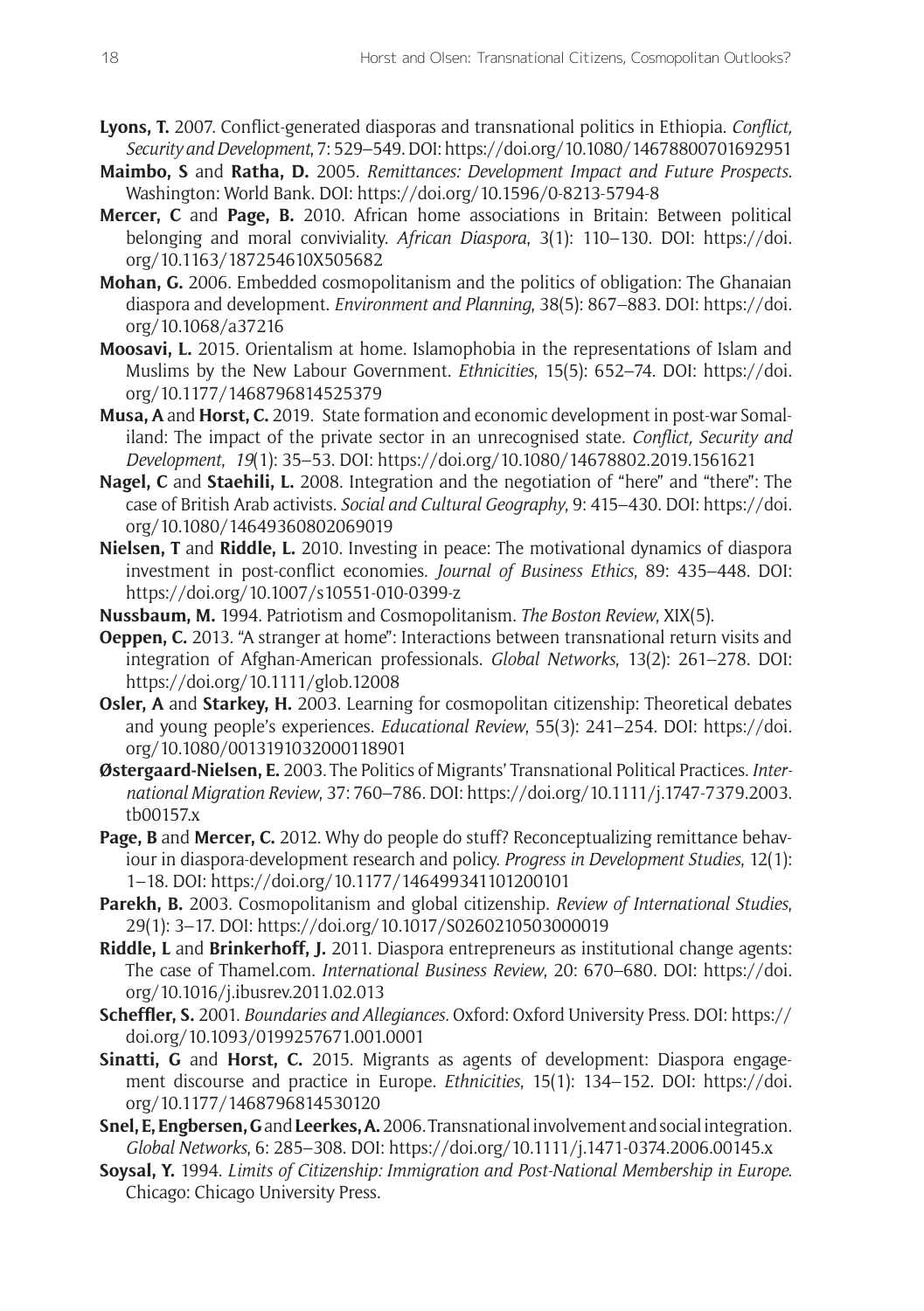**Lyons, T.** 2007. Conflict-generated diasporas and transnational politics in Ethiopia. *Conflict, Security and Development*, 7: 529–549. DOI: https://doi.org/10.1080/14678800701692951

**Maimbo, S** and **Ratha, D.** 2005. *Remittances: Development Impact and Future Prospects*. Washington: World Bank. DOI: https://doi.org/10.1596/0-8213-5794-8

**Mercer, C** and **Page, B.** 2010. African home associations in Britain: Between political belonging and moral conviviality. *African Diaspora*, 3(1): 110–130. DOI: https://doi.org/10.1163/187254610X505682

**Mohan, G.** 2006. Embedded cosmopolitanism and the politics of obligation: The Ghanaian diaspora and development. *Environment and Planning*, 38(5): 867–883. DOI: https://doi.org/10.1068/a37216

**Moosavi, L.** 2015. Orientalism at home. Islamophobia in the representations of Islam and Muslims by the New Labour Government. *Ethnicities*, 15(5): 652–74. DOI: https://doi.org/10.1177/1468796814525379

**Musa, A** and **Horst, C.** 2019. State formation and economic development in post-war Somaliland: The impact of the private sector in an unrecognised state. *Conflict, Security and Development*, *19*(1): 35–53. DOI: https://doi.org/10.1080/14678802.2019.1561621

**Nagel, C** and **Staehili, L.** 2008. Integration and the negotiation of "here" and "there": The case of British Arab activists. *Social and Cultural Geography*, 9: 415–430. DOI: https://doi.org/10.1080/14649360802069019

**Nielsen, T** and **Riddle, L.** 2010. Investing in peace: The motivational dynamics of diaspora investment in post-conflict economies. *Journal of Business Ethics*, 89: 435–448. DOI: https://doi.org/10.1007/s10551-010-0399-z

**Nussbaum, M.** 1994. Patriotism and Cosmopolitanism. *The Boston Review*, XIX(5).

**Oeppen, C.** 2013. "A stranger at home": Interactions between transnational return visits and integration of Afghan-American professionals. *Global Networks*, 13(2): 261–278. DOI: https://doi.org/10.1111/glob.12008

**Osler, A** and **Starkey, H.** 2003. Learning for cosmopolitan citizenship: Theoretical debates and young people's experiences. *Educational Review*, 55(3): 241–254. DOI: https://doi.org/10.1080/0013191032000118901

**Østergaard-Nielsen, E.** 2003. The Politics of Migrants' Transnational Political Practices. *International Migration Review*, 37: 760–786. DOI: https://doi.org/10.1111/j.1747-7379.2003.tb00157.x

**Page, B** and **Mercer, C.** 2012. Why do people do stuff? Reconceptualizing remittance behaviour in diaspora-development research and policy. *Progress in Development Studies*, 12(1): 1–18. DOI: https://doi.org/10.1177/146499341101200101

**Parekh, B.** 2003. Cosmopolitanism and global citizenship. *Review of International Studies*, 29(1): 3–17. DOI: https://doi.org/10.1017/S0260210503000019

**Riddle, L** and **Brinkerhoff, J.** 2011. Diaspora entrepreneurs as institutional change agents: The case of Thamel.com. *International Business Review*, 20: 670–680. DOI: https://doi.org/10.1016/j.ibusrev.2011.02.013

**Scheffler, S.** 2001. *Boundaries and Allegiances.* Oxford: Oxford University Press. DOI: https://doi.org/10.1093/0199257671.001.0001

**Sinatti, G** and **Horst, C.** 2015. Migrants as agents of development: Diaspora engagement discourse and practice in Europe. *Ethnicities*, 15(1): 134–152. DOI: https://doi.org/10.1177/1468796814530120

**Snel, E, Engbersen, G** and **Leerkes, A.** 2006. Transnational involvement and social integration. *Global Networks*, 6: 285–308. DOI: https://doi.org/10.1111/j.1471-0374.2006.00145.x

**Soysal, Y.** 1994. *Limits of Citizenship: Immigration and Post-National Membership in Europe*. Chicago: Chicago University Press.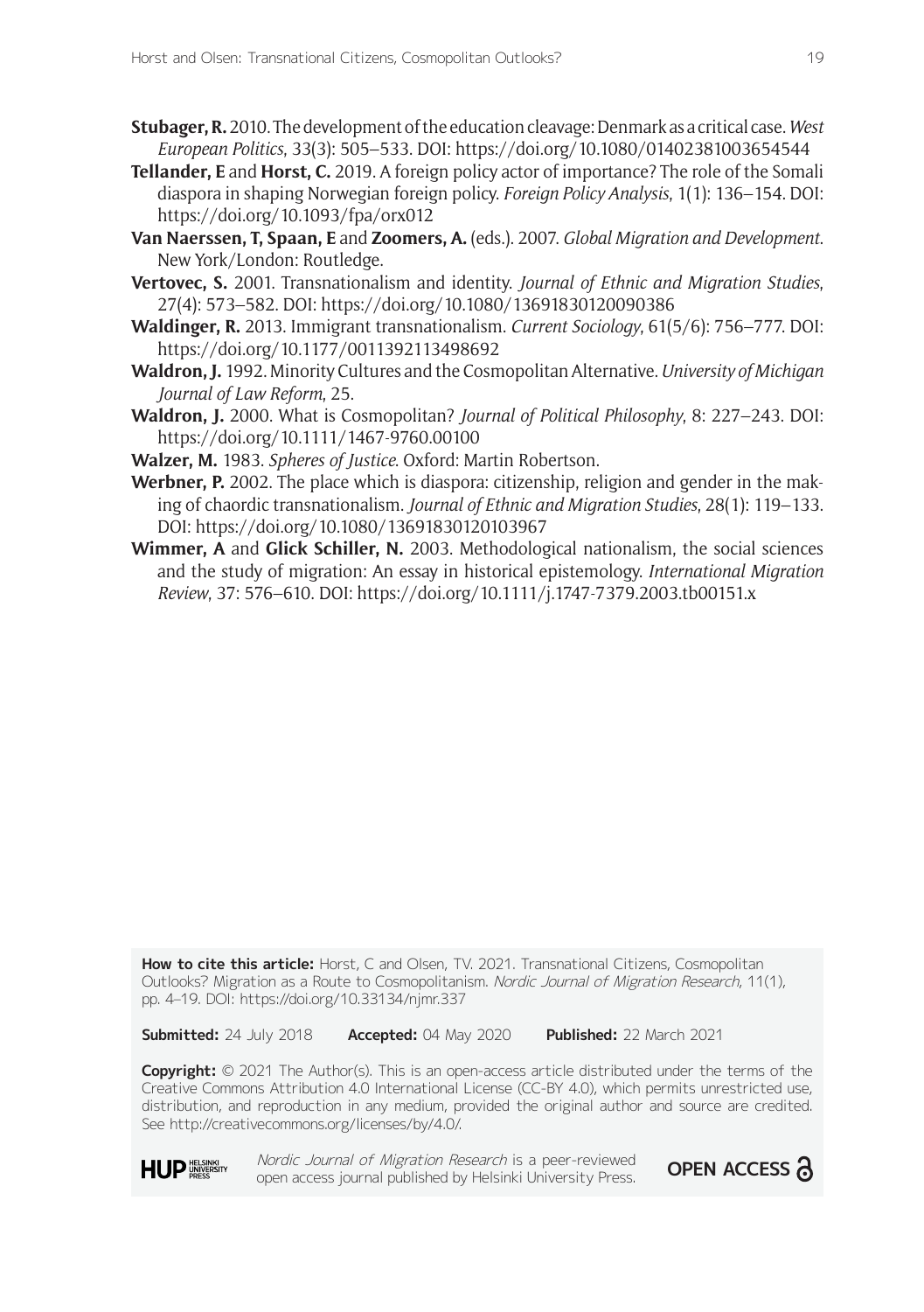**Stubager, R.** 2010. The development of the education cleavage: Denmark as a critical case. *West European Politics*, 33(3): 505–533. DOI: https://doi.org/10.1080/01402381003654544

**Tellander, E** and **Horst, C.** 2019. A foreign policy actor of importance? The role of the Somali diaspora in shaping Norwegian foreign policy. *Foreign Policy Analysis*, 1(1): 136–154. DOI: https://doi.org/10.1093/fpa/orx012

**Van Naerssen, T, Spaan, E** and **Zoomers, A.** (eds.). 2007. *Global Migration and Development*. New York/London: Routledge.

**Vertovec, S.** 2001. Transnationalism and identity. *Journal of Ethnic and Migration Studies*, 27(4): 573–582. DOI: https://doi.org/10.1080/13691830120090386

**Waldinger, R.** 2013. Immigrant transnationalism. *Current Sociology*, 61(5/6): 756–777. DOI: https://doi.org/10.1177/0011392113498692

**Waldron, J.** 1992. Minority Cultures and the Cosmopolitan Alternative. *University of Michigan Journal of Law Reform*, 25.

**Waldron, J.** 2000. What is Cosmopolitan? *Journal of Political Philosophy*, 8: 227–243. DOI: https://doi.org/10.1111/1467-9760.00100

**Walzer, M.** 1983. *Spheres of Justice*. Oxford: Martin Robertson.

**Werbner, P.** 2002. The place which is diaspora: citizenship, religion and gender in the making of chaordic transnationalism. *Journal of Ethnic and Migration Studies*, 28(1): 119–133. DOI: https://doi.org/10.1080/13691830120103967

**Wimmer, A** and **Glick Schiller, N.** 2003. Methodological nationalism, the social sciences and the study of migration: An essay in historical epistemology. *International Migration Review*, 37: 576–610. DOI: https://doi.org/10.1111/j.1747-7379.2003.tb00151.x

**How to cite this article:** Horst, C and Olsen, TV. 2021. Transnational Citizens, Cosmopolitan Outlooks? Migration as a Route to Cosmopolitanism. *Nordic Journal of Migration Research*, 11(1), pp. 4–19. DOI: https://doi.org/10.33134/njmr.337

**Submitted:** 24 July 2018 **Accepted:** 04 May 2020 **Published:** 22 March 2021

**Copyright:** © 2021 The Author(s). This is an open-access article distributed under the terms of the Creative Commons Attribution 4.0 International License (CC-BY 4.0), which permits unrestricted use, distribution, and reproduction in any medium, provided the original author and source are credited. See http://creativecommons.org/licenses/by/4.0/.

HUP HELSINKI UNIVERSITY PRESS

*Nordic Journal of Migration Research* is a peer-reviewed open access journal published by Helsinki University Press.

OPEN ACCESS